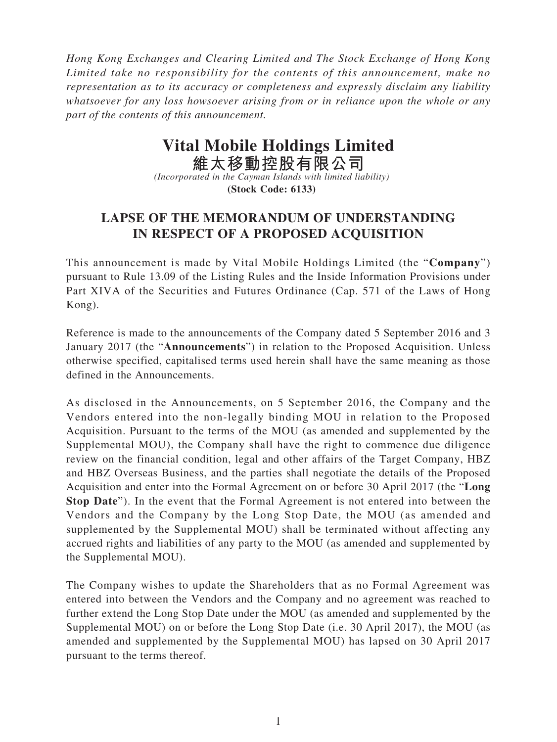*Hong Kong Exchanges and Clearing Limited and The Stock Exchange of Hong Kong Limited take no responsibility for the contents of this announcement, make no representation as to its accuracy or completeness and expressly disclaim any liability whatsoever for any loss howsoever arising from or in reliance upon the whole or any part of the contents of this announcement.*

# Vital Mobile Holdings Limited
# 維太移動控股有限公司

*(Incorporated in the Cayman Islands with limited liability)*
**(Stock Code: 6133)**

## LAPSE OF THE MEMORANDUM OF UNDERSTANDING IN RESPECT OF A PROPOSED ACQUISITION

This announcement is made by Vital Mobile Holdings Limited (the "**Company**") pursuant to Rule 13.09 of the Listing Rules and the Inside Information Provisions under Part XIVA of the Securities and Futures Ordinance (Cap. 571 of the Laws of Hong Kong).

Reference is made to the announcements of the Company dated 5 September 2016 and 3 January 2017 (the "**Announcements**") in relation to the Proposed Acquisition. Unless otherwise specified, capitalised terms used herein shall have the same meaning as those defined in the Announcements.

As disclosed in the Announcements, on 5 September 2016, the Company and the Vendors entered into the non-legally binding MOU in relation to the Proposed Acquisition. Pursuant to the terms of the MOU (as amended and supplemented by the Supplemental MOU), the Company shall have the right to commence due diligence review on the financial condition, legal and other affairs of the Target Company, HBZ and HBZ Overseas Business, and the parties shall negotiate the details of the Proposed Acquisition and enter into the Formal Agreement on or before 30 April 2017 (the "**Long Stop Date**"). In the event that the Formal Agreement is not entered into between the Vendors and the Company by the Long Stop Date, the MOU (as amended and supplemented by the Supplemental MOU) shall be terminated without affecting any accrued rights and liabilities of any party to the MOU (as amended and supplemented by the Supplemental MOU).

The Company wishes to update the Shareholders that as no Formal Agreement was entered into between the Vendors and the Company and no agreement was reached to further extend the Long Stop Date under the MOU (as amended and supplemented by the Supplemental MOU) on or before the Long Stop Date (i.e. 30 April 2017), the MOU (as amended and supplemented by the Supplemental MOU) has lapsed on 30 April 2017 pursuant to the terms thereof.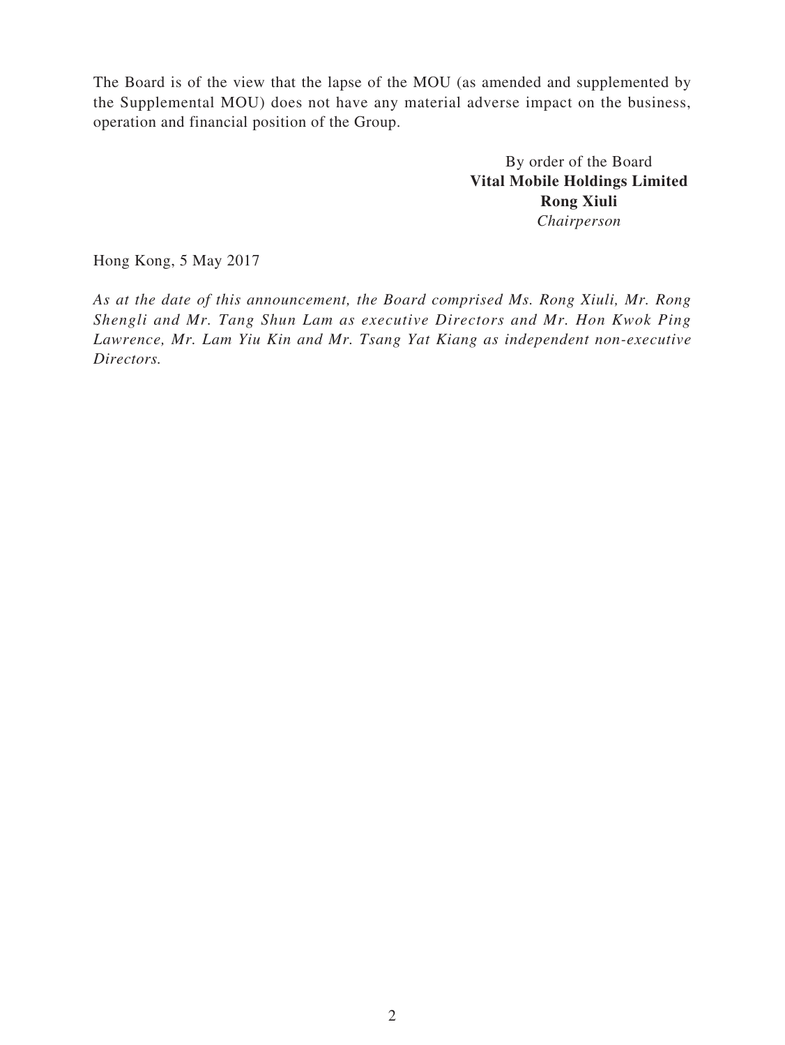The Board is of the view that the lapse of the MOU (as amended and supplemented by the Supplemental MOU) does not have any material adverse impact on the business, operation and financial position of the Group.

By order of the Board
**Vital Mobile Holdings Limited**
**Rong Xiuli**
*Chairperson*

Hong Kong, 5 May 2017

*As at the date of this announcement, the Board comprised Ms. Rong Xiuli, Mr. Rong Shengli and Mr. Tang Shun Lam as executive Directors and Mr. Hon Kwok Ping Lawrence, Mr. Lam Yiu Kin and Mr. Tsang Yat Kiang as independent non-executive Directors.*